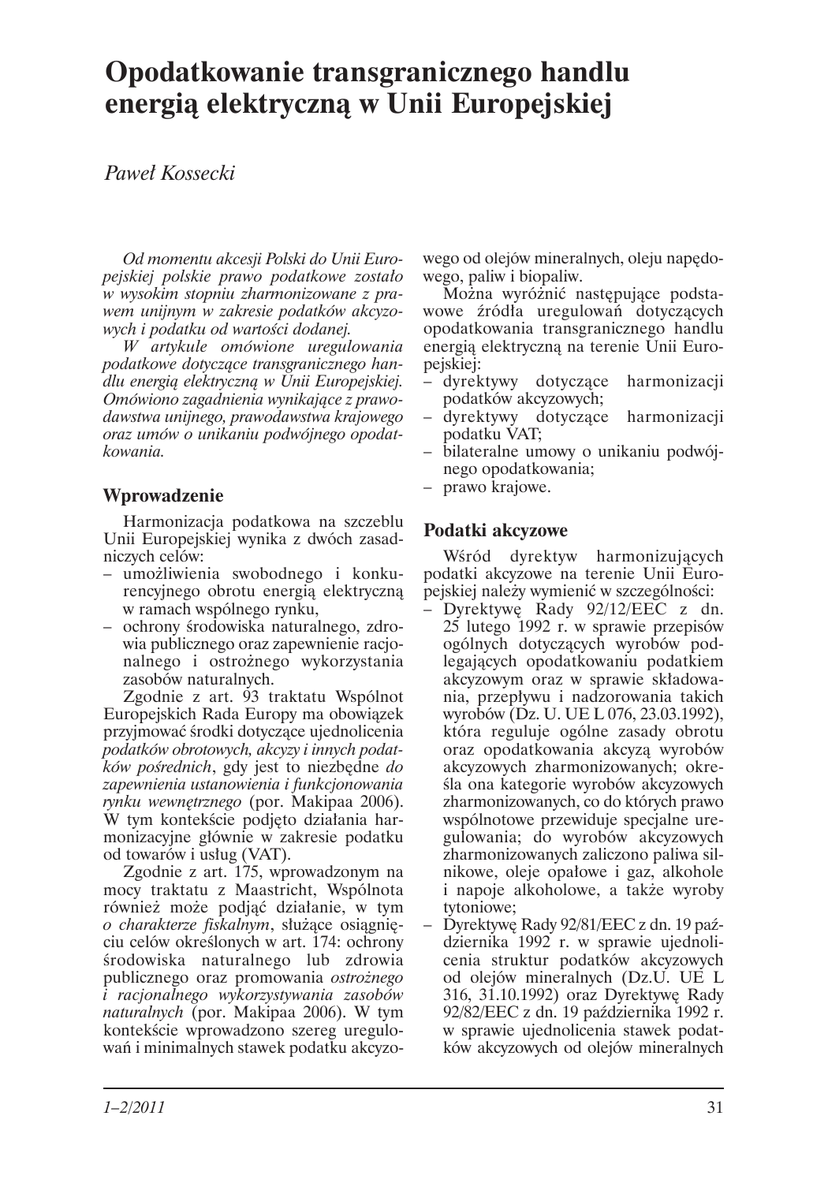# Opodatkowanie transgranicznego handlu energią elektryczną w Unii Europejskiej

*Paweł Kossecki*

*Od momentu akcesji Polski do Unii Europejskiej polskie prawo podatkowe zostało w wysokim stopniu zharmonizowane z prawem unijnym w zakresie podatków akcyzowych i podatku od wartości dodanej.*

*W artykule omówione uregulowania podatkowe dotyczące transgranicznego handlu energią elektryczną w Unii Europejskiej. Omówiono zagadnienia wynikające z prawodawstwa unijnego, prawodawstwa krajowego oraz umów o unikaniu podwójnego opodatkowania.*

## Wprowadzenie

Harmonizacja podatkowa na szczeblu Unii Europejskiej wynika z dwóch zasadniczych celów:

- umożliwienia swobodnego i konkurencyjnego obrotu energią elektryczną w ramach wspólnego rynku,
- ochrony środowiska naturalnego, zdrowia publicznego oraz zapewnienie racjonalnego i ostrożnego wykorzystania zasobów naturalnych.

Zgodnie z art. 93 traktatu Wspólnot Europejskich Rada Europy ma obowiązek przyjmować środki dotyczące ujednolicenia *podatków obrotowych, akcyzy i innych podatków pośrednich*, gdy jest to niezbędne *do zapewnienia ustanowienia i funkcjonowania rynku wewnętrznego* (por. Makipaa 2006). W tym kontekście podjęto działania harmonizacyjne głównie w zakresie podatku od towarów i usług (VAT).

Zgodnie z art. 175, wprowadzonym na mocy traktatu z Maastricht, Wspólnota również może podjąć działanie, w tym *o charakterze fiskalnym*, służące osiągnięciu celów określonych w art. 174: ochrony środowiska naturalnego lub zdrowia publicznego oraz promowania *ostrożnego i racjonalnego wykorzystywania zasobów naturalnych* (por. Makipaa 2006). W tym kontekście wprowadzono szereg uregulowań i minimalnych stawek podatku akcyzowego od olejów mineralnych, oleju napędowego, paliw i biopaliw.

Można wyróżnić następujące podstawowe źródła uregulowań dotyczących opodatkowania transgranicznego handlu energią elektryczną na terenie Unii Europejskiej:

- dyrektywy dotyczące harmonizacji podatków akcyzowych;
- dyrektywy dotyczące harmonizacji podatku VAT;
- bilateralne umowy o unikaniu podwójnego opodatkowania;
- prawo krajowe.

## Podatki akcyzowe

Wśród dyrektyw harmonizujących podatki akcyzowe na terenie Unii Europejskiej należy wymienić w szczególności:

- Dyrektywę Rady 92/12/EEC z dn. 25 lutego 1992 r. w sprawie przepisów ogólnych dotyczących wyrobów podlegających opodatkowaniu podatkiem akcyzowym oraz w sprawie składowania, przepływu i nadzorowania takich wyrobów (Dz. U. UE L 076, 23.03.1992), która reguluje ogólne zasady obrotu oraz opodatkowania akcyzą wyrobów akcyzowych zharmonizowanych; określa ona kategorie wyrobów akcyzowych zharmonizowanych, co do których prawo wspólnotowe przewiduje specjalne uregulowania; do wyrobów akcyzowych zharmonizowanych zaliczono paliwa silnikowe, oleje opałowe i gaz, alkohole i napoje alkoholowe, a także wyroby tytoniowe;
- Dyrektywę Rady 92/81/EEC z dn. 19 października 1992 r. w sprawie ujednolicenia struktur podatków akcyzowych od olejów mineralnych (Dz.U. UE L 316, 31.10.1992) oraz Dyrektywę Rady 92/82/EEC z dn. 19 października 1992 r. w sprawie ujednolicenia stawek podatków akcyzowych od olejów mineralnych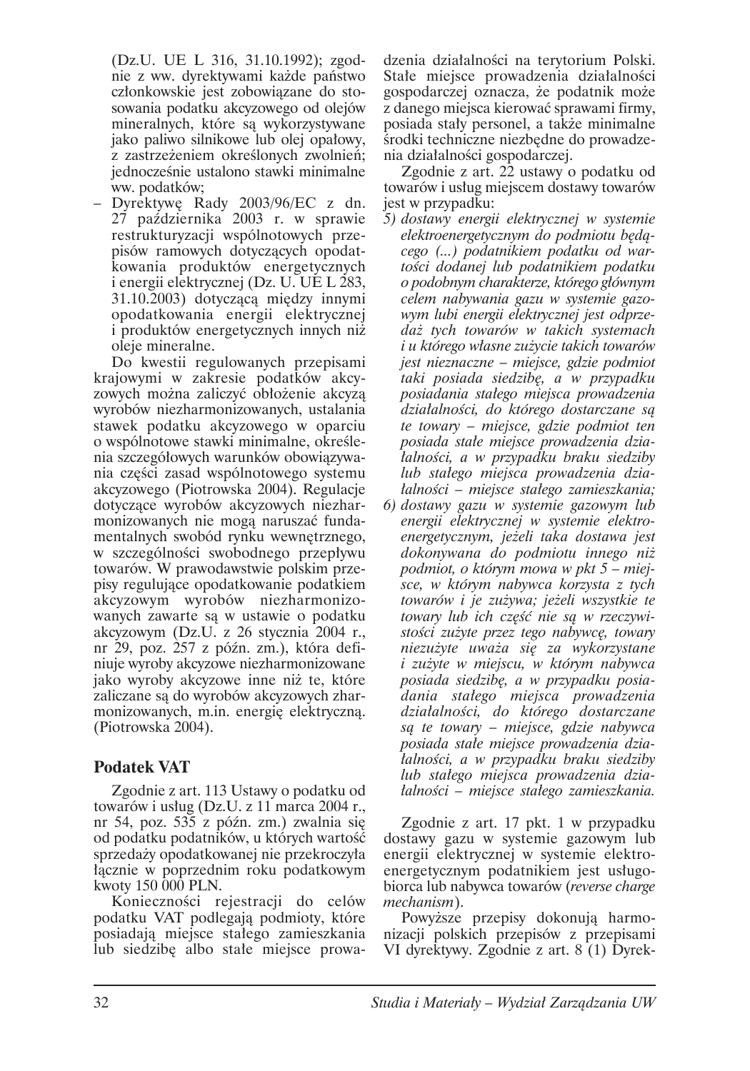(Dz.U. UE L 316, 31.10.1992); zgodnie z ww. dyrektywami każde państwo członkowskie jest zobowiązane do stosowania podatku akcyzowego od olejów mineralnych, które są wykorzystywane jako paliwo silnikowe lub olej opałowy, z zastrzeżeniem określonych zwolnień; jednocześnie ustalono stawki minimalne ww. podatków;

- Dyrektywę Rady 2003/96/EC z dn. 27 października 2003 r. w sprawie restrukturyzacji wspólnotowych przepisów ramowych dotyczących opodatkowania produktów energetycznych i energii elektrycznej (Dz. U. UE L 283, 31.10.2003) dotyczącą między innymi opodatkowania energii elektrycznej i produktów energetycznych innych niż oleje mineralne.

Do kwestii regulowanych przepisami krajowymi w zakresie podatków akcyzowych można zaliczyć obłożenie akcyzą wyrobów niezharmonizowanych, ustalania stawek podatku akcyzowego w oparciu o wspólnotowe stawki minimalne, określenia szczegółowych warunków obowiązywania części zasad wspólnotowego systemu akcyzowego (Piotrowska 2004). Regulacje dotyczące wyrobów akcyzowych niezharmonizowanych nie mogą naruszać fundamentalnych swobód rynku wewnętrznego, w szczególności swobodnego przepływu towarów. W prawodawstwie polskim przepisy regulujące opodatkowanie podatkiem akcyzowym wyrobów niezharmonizowanych zawarte są w ustawie o podatku akcyzowym (Dz.U. z 26 stycznia 2004 r., nr 29, poz. 257 z późn. zm.), która definiuje wyroby akcyzowe niezharmonizowane jako wyroby akcyzowe inne niż te, które zaliczane są do wyrobów akcyzowych zharmonizowanych, m.in. energię elektryczną. (Piotrowska 2004).

## Podatek VAT

Zgodnie z art. 113 Ustawy o podatku od towarów i usług (Dz.U. z 11 marca 2004 r., nr 54, poz. 535 z późn. zm.) zwalnia się od podatku podatników, u których wartość sprzedaży opodatkowanej nie przekroczyła łącznie w poprzednim roku podatkowym kwoty 150 000 PLN.

Konieczności rejestracji do celów podatku VAT podlegają podmioty, które posiadają miejsce stałego zamieszkania lub siedzibę albo stałe miejsce prowadzenia działalności na terytorium Polski. Stałe miejsce prowadzenia działalności gospodarczej oznacza, że podatnik może z danego miejsca kierować sprawami firmy, posiada stały personel, a także minimalne środki techniczne niezbędne do prowadzenia działalności gospodarczej.

Zgodnie z art. 22 ustawy o podatku od towarów i usług miejscem dostawy towarów jest w przypadku:

5) *dostawy energii elektrycznej w systemie elektroenergetycznym do podmiotu będącego (...) podatnikiem podatku od wartości dodanej lub podatnikiem podatku o podobnym charakterze, którego głównym celem nabywania gazu w systemie gazowym lubi energii elektrycznej jest odprzedaż tych towarów w takich systemach i u którego własne zużycie takich towarów jest nieznaczne – miejsce, gdzie podmiot taki posiada siedzibę, a w przypadku posiadania stałego miejsca prowadzenia działalności, do którego dostarczane są te towary – miejsce, gdzie podmiot ten posiada stałe miejsce prowadzenia działalności, a w przypadku braku siedziby lub stałego miejsca prowadzenia działalności – miejsce stałego zamieszkania;*

6) *dostawy gazu w systemie gazowym lub energii elektrycznej w systemie elektroenergetycznym, jeżeli taka dostawa jest dokonywana do podmiotu innego niż podmiot, o którym mowa w pkt 5 – miejsce, w którym nabywca korzysta z tych towarów i je zużywa; jeżeli wszystkie te towary lub ich część nie są w rzeczywistości zużyte przez tego nabywcę, towary niezużyte uważa się za wykorzystane i zużyte w miejscu, w którym nabywca posiada siedzibę, a w przypadku posiadania stałego miejsca prowadzenia działalności, do którego dostarczane są te towary – miejsce, gdzie nabywca posiada stałe miejsce prowadzenia działalności, a w przypadku braku siedziby lub stałego miejsca prowadzenia działalności – miejsce stałego zamieszkania.*

Zgodnie z art. 17 pkt. 1 w przypadku dostawy gazu w systemie gazowym lub energii elektrycznej w systemie elektroenergetycznym podatnikiem jest usługobiorca lub nabywca towarów (*reverse charge mechanism*).

Powyższe przepisy dokonują harmonizacji polskich przepisów z przepisami VI dyrektywy. Zgodnie z art. 8 (1) Dyrek-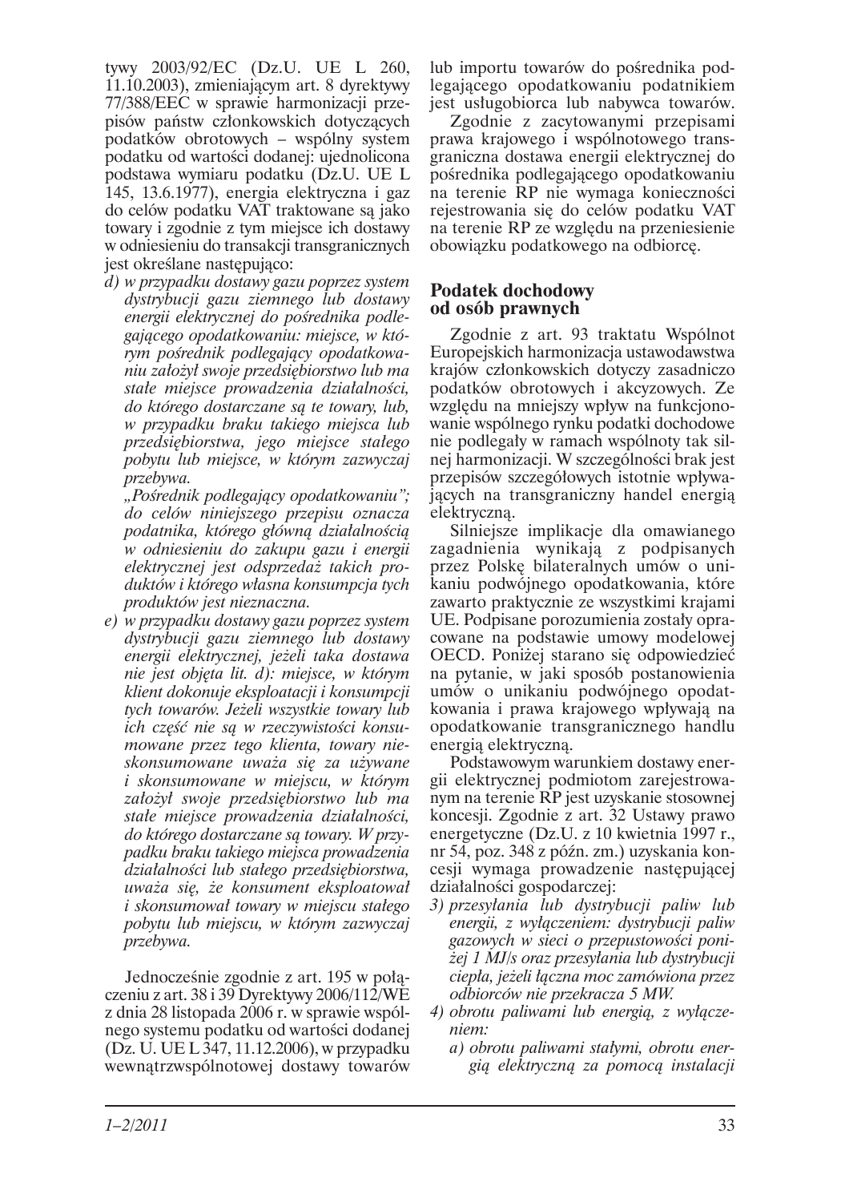tywy 2003/92/EC (Dz.U. UE L 260, 11.10.2003), zmieniającym art. 8 dyrektywy 77/388/EEC w sprawie harmonizacji przepisów państw członkowskich dotyczących podatków obrotowych – wspólny system podatku od wartości dodanej: ujednolicona podstawa wymiaru podatku (Dz.U. UE L 145, 13.6.1977), energia elektryczna i gaz do celów podatku VAT traktowane są jako towary i zgodnie z tym miejsce ich dostawy w odniesieniu do transakcji transgranicznych jest określane następująco:

*d) w przypadku dostawy gazu poprzez system dystrybucji gazu ziemnego lub dostawy energii elektrycznej do pośrednika podlegającego opodatkowaniu: miejsce, w którym pośrednik podlegający opodatkowaniu założył swoje przedsiębiorstwo lub ma stałe miejsce prowadzenia działalności, do którego dostarczane są te towary, lub, w przypadku braku takiego miejsca lub przedsiębiorstwa, jego miejsce stałego pobytu lub miejsce, w którym zazwyczaj przebywa.*

*„Pośrednik podlegający opodatkowaniu"; do celów niniejszego przepisu oznacza podatnika, którego główną działalnością w odniesieniu do zakupu gazu i energii elektrycznej jest odsprzedaż takich produktów i którego własna konsumpcja tych produktów jest nieznaczna.*

*e) w przypadku dostawy gazu poprzez system dystrybucji gazu ziemnego lub dostawy energii elektrycznej, jeżeli taka dostawa nie jest objęta lit. d): miejsce, w którym klient dokonuje eksploatacji i konsumpcji tych towarów. Jeżeli wszystkie towary lub ich część nie są w rzeczywistości konsumowane przez tego klienta, towary nieskonsumowane uważa się za używane i skonsumowane w miejscu, w którym założył swoje przedsiębiorstwo lub ma stałe miejsce prowadzenia działalności, do którego dostarczane są towary. W przypadku braku takiego miejsca prowadzenia działalności lub stałego przedsiębiorstwa, uważa się, że konsument eksploatował i skonsumował towary w miejscu stałego pobytu lub miejscu, w którym zazwyczaj przebywa.*

Jednocześnie zgodnie z art. 195 w połączeniu z art. 38 i 39 Dyrektywy 2006/112/WE z dnia 28 listopada 2006 r. w sprawie wspólnego systemu podatku od wartości dodanej (Dz. U. UE L 347, 11.12.2006), w przypadku wewnątrzwspólnotowej dostawy towarów lub importu towarów do pośrednika podlegającego opodatkowaniu podatnikiem jest usługobiorca lub nabywca towarów.

Zgodnie z zacytowanymi przepisami prawa krajowego i wspólnotowego transgraniczna dostawa energii elektrycznej do pośrednika podlegającego opodatkowaniu na terenie RP nie wymaga konieczności rejestrowania się do celów podatku VAT na terenie RP ze względu na przeniesienie obowiązku podatkowego na odbiorcę.

## Podatek dochodowy od osób prawnych

Zgodnie z art. 93 traktatu Wspólnot Europejskich harmonizacja ustawodawstwa krajów członkowskich dotyczy zasadniczo podatków obrotowych i akcyzowych. Ze względu na mniejszy wpływ na funkcjonowanie wspólnego rynku podatki dochodowe nie podlegały w ramach wspólnoty tak silnej harmonizacji. W szczególności brak jest przepisów szczegółowych istotnie wpływających na transgraniczny handel energią elektryczną.

Silniejsze implikacje dla omawianego zagadnienia wynikają z podpisanych przez Polskę bilateralnych umów o unikaniu podwójnego opodatkowania, które zawarto praktycznie ze wszystkimi krajami UE. Podpisane porozumienia zostały opracowane na podstawie umowy modelowej OECD. Poniżej starano się odpowiedzieć na pytanie, w jaki sposób postanowienia umów o unikaniu podwójnego opodatkowania i prawa krajowego wpływają na opodatkowanie transgranicznego handlu energią elektryczną.

Podstawowym warunkiem dostawy energii elektrycznej podmiotom zarejestrowanym na terenie RP jest uzyskanie stosownej koncesji. Zgodnie z art. 32 Ustawy prawo energetyczne (Dz.U. z 10 kwietnia 1997 r., nr 54, poz. 348 z późn. zm.) uzyskania koncesji wymaga prowadzenie następującej działalności gospodarczej:

*3) przesyłania lub dystrybucji paliw lub energii, z wyłączeniem: dystrybucji paliw gazowych w sieci o przepustowości poniżej 1 MJ/s oraz przesyłania lub dystrybucji ciepła, jeżeli łączna moc zamówiona przez odbiorców nie przekracza 5 MW.*

*4) obrotu paliwami lub energią, z wyłączeniem:*

*a) obrotu paliwami stałymi, obrotu energią elektryczną za pomocą instalacji*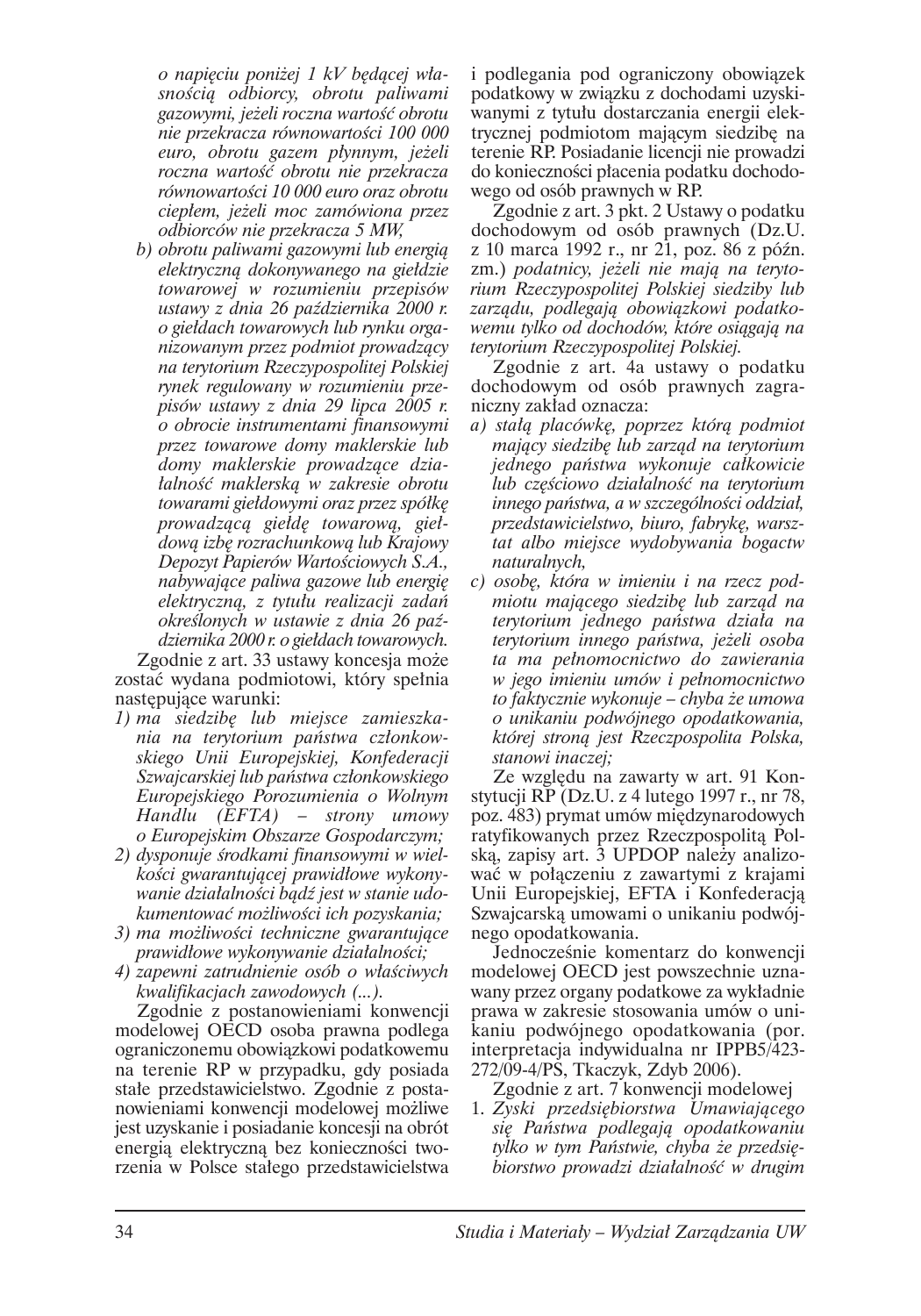*o napięciu poniżej 1 kV będącej własnością odbiorcy, obrotu paliwami gazowymi, jeżeli roczna wartość obrotu nie przekracza równowartości 100 000 euro, obrotu gazem płynnym, jeżeli roczna wartość obrotu nie przekracza równowartości 10 000 euro oraz obrotu ciepłem, jeżeli moc zamówiona przez odbiorców nie przekracza 5 MW,*

b) *obrotu paliwami gazowymi lub energią elektryczną dokonywanego na giełdzie towarowej w rozumieniu przepisów ustawy z dnia 26 października 2000 r. o giełdach towarowych lub rynku organizowanym przez podmiot prowadzący na terytorium Rzeczypospolitej Polskiej rynek regulowany w rozumieniu przepisów ustawy z dnia 29 lipca 2005 r. o obrocie instrumentami finansowymi przez towarowe domy maklerskie lub domy maklerskie prowadzące działalność maklerską w zakresie obrotu towarami giełdowymi oraz przez spółkę prowadzącą giełdę towarową, giełdową izbę rozrachunkową lub Krajowy Depozyt Papierów Wartościowych S.A., nabywające paliwa gazowe lub energię elektryczną, z tytułu realizacji zadań określonych w ustawie z dnia 26 października 2000 r. o giełdach towarowych.*

Zgodnie z art. 33 ustawy koncesja może zostać wydana podmiotowi, który spełnia następujące warunki:

1) *ma siedzibę lub miejsce zamieszkania na terytorium państwa członkowskiego Unii Europejskiej, Konfederacji Szwajcarskiej lub państwa członkowskiego Europejskiego Porozumienia o Wolnym Handlu (EFTA) – strony umowy o Europejskim Obszarze Gospodarczym;*
2) *dysponuje środkami finansowymi w wielkości gwarantującej prawidłowe wykonywanie działalności bądź jest w stanie udokumentować możliwości ich pozyskania;*
3) *ma możliwości techniczne gwarantujące prawidłowe wykonywanie działalności;*
4) *zapewni zatrudnienie osób o właściwych kwalifikacjach zawodowych (...).*

Zgodnie z postanowieniami konwencji modelowej OECD osoba prawna podlega ograniczonemu obowiązkowi podatkowemu na terenie RP w przypadku, gdy posiada stałe przedstawicielstwo. Zgodnie z postanowieniami konwencji modelowej możliwe jest uzyskanie i posiadanie koncesji na obrót energią elektryczną bez konieczności tworzenia w Polsce stałego przedstawicielstwa i podlegania pod ograniczony obowiązek podatkowy w związku z dochodami uzyskiwanymi z tytułu dostarczania energii elektrycznej podmiotom mającym siedzibę na terenie RP. Posiadanie licencji nie prowadzi do konieczności płacenia podatku dochodowego od osób prawnych w RP.

Zgodnie z art. 3 pkt. 2 Ustawy o podatku dochodowym od osób prawnych (Dz.U. z 10 marca 1992 r., nr 21, poz. 86 z późn. zm.) *podatnicy, jeżeli nie mają na terytorium Rzeczypospolitej Polskiej siedziby lub zarządu, podlegają obowiązkowi podatkowemu tylko od dochodów, które osiągają na terytorium Rzeczypospolitej Polskiej.*

Zgodnie z art. 4a ustawy o podatku dochodowym od osób prawnych zagraniczny zakład oznacza:

a) *stałą placówkę, poprzez którą podmiot mający siedzibę lub zarząd na terytorium jednego państwa wykonuje całkowicie lub częściowo działalność na terytorium innego państwa, a w szczególności oddział, przedstawicielstwo, biuro, fabrykę, warsztat albo miejsce wydobywania bogactw naturalnych,*

c) *osobę, która w imieniu i na rzecz podmiotu mającego siedzibę lub zarząd na terytorium jednego państwa działa na terytorium innego państwa, jeżeli osoba ta ma pełnomocnictwo do zawierania w jego imieniu umów i pełnomocnictwo to faktycznie wykonuje – chyba że umowa o unikaniu podwójnego opodatkowania, której stroną jest Rzeczpospolita Polska, stanowi inaczej;*

Ze względu na zawarty w art. 91 Konstytucji RP (Dz.U. z 4 lutego 1997 r., nr 78, poz. 483) prymat umów międzynarodowych ratyfikowanych przez Rzeczpospolitą Polską, zapisy art. 3 UPDOP należy analizować w połączeniu z zawartymi z krajami Unii Europejskiej, EFTA i Konfederacją Szwajcarską umowami o unikaniu podwójnego opodatkowania.

Jednocześnie komentarz do konwencji modelowej OECD jest powszechnie uznawany przez organy podatkowe za wykładnie prawa w zakresie stosowania umów o unikaniu podwójnego opodatkowania (por. interpretacja indywidualna nr IPPB5/423-272/09-4/PS, Tkaczyk, Zdyb 2006).

Zgodnie z art. 7 konwencji modelowej

1. *Zyski przedsiębiorstwa Umawiającego się Państwa podlegają opodatkowaniu tylko w tym Państwie, chyba że przedsiębiorstwo prowadzi działalność w drugim*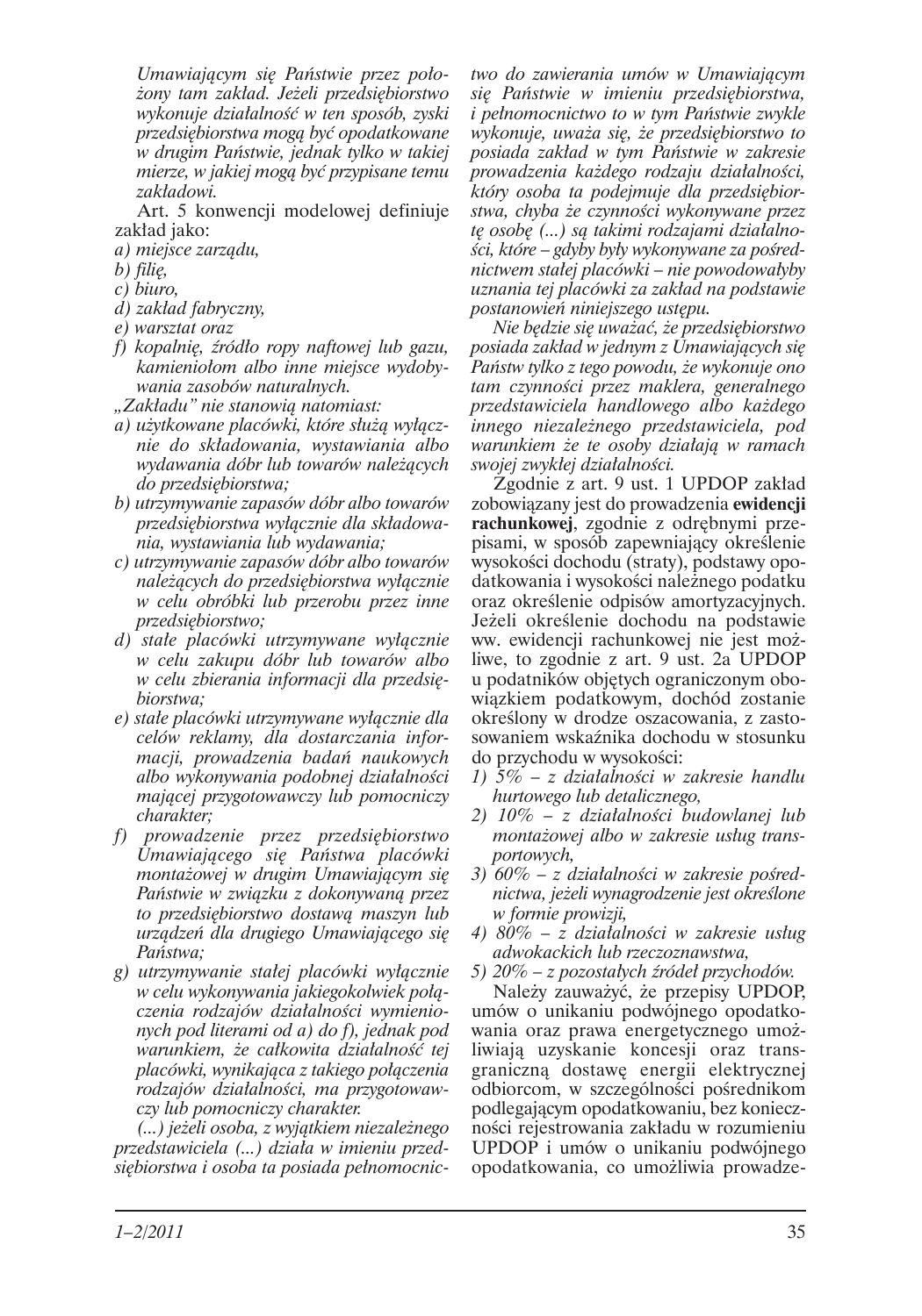*Umawiającym się Państwie przez położony tam zakład. Jeżeli przedsiębiorstwo wykonuje działalność w ten sposób, zyski przedsiębiorstwa mogą być opodatkowane w drugim Państwie, jednak tylko w takiej mierze, w jakiej mogą być przypisane temu zakładowi.*

Art. 5 konwencji modelowej definiuje zakład jako:

*a) miejsce zarządu,*
*b) filię,*
*c) biuro,*
*d) zakład fabryczny,*
*e) warsztat oraz*
*f) kopalnię, źródło ropy naftowej lub gazu, kamieniołom albo inne miejsce wydobywania zasobów naturalnych.*

*„Zakładu" nie stanowią natomiast:*

*a) użytkowane placówki, które służą wyłącznie do składowania, wystawiania albo wydawania dóbr lub towarów należących do przedsiębiorstwa;*
*b) utrzymywanie zapasów dóbr albo towarów przedsiębiorstwa wyłącznie dla składowania, wystawiania lub wydawania;*
*c) utrzymywanie zapasów dóbr albo towarów należących do przedsiębiorstwa wyłącznie w celu obróbki lub przerobu przez inne przedsiębiorstwo;*
*d) stałe placówki utrzymywane wyłącznie w celu zakupu dóbr lub towarów albo w celu zbierania informacji dla przedsiębiorstwa;*
*e) stałe placówki utrzymywane wyłącznie dla celów reklamy, dla dostarczania informacji, prowadzenia badań naukowych albo wykonywania podobnej działalności mającej przygotowawczy lub pomocniczy charakter;*
*f) prowadzenie przez przedsiębiorstwo Umawiającego się Państwa placówki montażowej w drugim Umawiającym się Państwie w związku z dokonywaną przez to przedsiębiorstwo dostawą maszyn lub urządzeń dla drugiego Umawiającego się Państwa;*
*g) utrzymywanie stałej placówki wyłącznie w celu wykonywania jakiegokolwiek połączenia rodzajów działalności wymienionych pod literami od a) do f), jednak pod warunkiem, że całkowita działalność tej placówki, wynikająca z takiego połączenia rodzajów działalności, ma przygotowawczy lub pomocniczy charakter.*

*(...) jeżeli osoba, z wyjątkiem niezależnego przedstawiciela (...) działa w imieniu przedsiębiorstwa i osoba ta posiada pełnomocnictwo do zawierania umów w Umawiającym się Państwie w imieniu przedsiębiorstwa, i pełnomocnictwo to w tym Państwie zwykle wykonuje, uważa się, że przedsiębiorstwo to posiada zakład w tym Państwie w zakresie prowadzenia każdego rodzaju działalności, który osoba ta podejmuje dla przedsiębiorstwa, chyba że czynności wykonywane przez tę osobę (...) są takimi rodzajami działalności, które – gdyby były wykonywane za pośrednictwem stałej placówki – nie powodowałyby uznania tej placówki za zakład na podstawie postanowień niniejszego ustępu.*

*Nie będzie się uważać, że przedsiębiorstwo posiada zakład w jednym z Umawiających się Państw tylko z tego powodu, że wykonuje ono tam czynności przez maklera, generalnego przedstawiciela handlowego albo każdego innego niezależnego przedstawiciela, pod warunkiem że te osoby działają w ramach swojej zwykłej działalności.*

Zgodnie z art. 9 ust. 1 UPDOP zakład zobowiązany jest do prowadzenia **ewidencji rachunkowej**, zgodnie z odrębnymi przepisami, w sposób zapewniający określenie wysokości dochodu (straty), podstawy opodatkowania i wysokości należnego podatku oraz określenie odpisów amortyzacyjnych. Jeżeli określenie dochodu na podstawie ww. ewidencji rachunkowej nie jest możliwe, to zgodnie z art. 9 ust. 2a UPDOP u podatników objętych ograniczonym obowiązkiem podatkowym, dochód zostanie określony w drodze oszacowania, z zastosowaniem wskaźnika dochodu w stosunku do przychodu w wysokości:

*1) 5% – z działalności w zakresie handlu hurtowego lub detalicznego,*
*2) 10% – z działalności budowlanej lub montażowej albo w zakresie usług transportowych,*
*3) 60% – z działalności w zakresie pośrednictwa, jeżeli wynagrodzenie jest określone w formie prowizji,*
*4) 80% – z działalności w zakresie usług adwokackich lub rzeczoznawstwa,*
*5) 20% – z pozostałych źródeł przychodów.*

Należy zauważyć, że przepisy UPDOP, umów o unikaniu podwójnego opodatkowania oraz prawa energetycznego umożliwiają uzyskanie koncesji oraz transgraniczną dostawę energii elektrycznej odbiorcom, w szczególności pośrednikom podlegającym opodatkowaniu, bez konieczności rejestrowania zakładu w rozumieniu UPDOP i umów o unikaniu podwójnego opodatkowania, co umożliwia prowadze-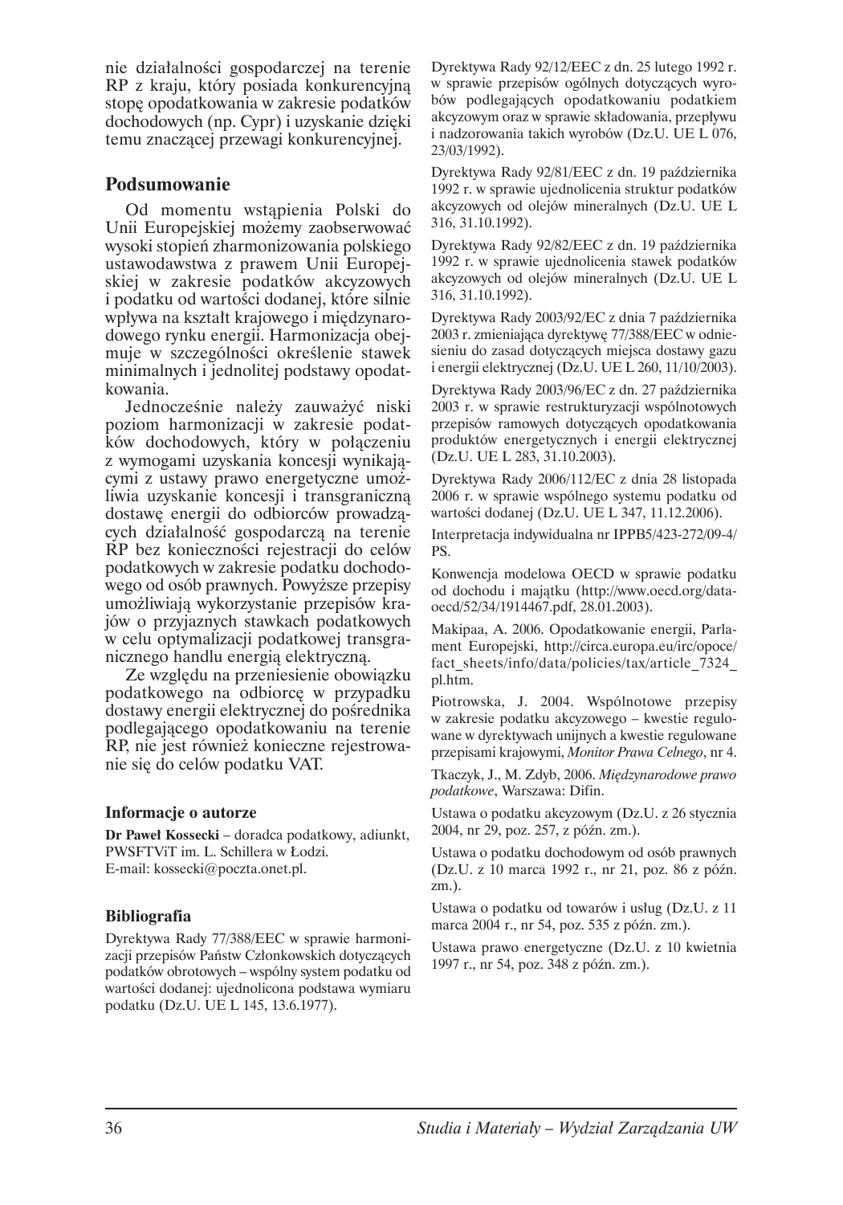nie działalności gospodarczej na terenie RP z kraju, który posiada konkurencyjną stopę opodatkowania w zakresie podatków dochodowych (np. Cypr) i uzyskanie dzięki temu znaczącej przewagi konkurencyjnej.

## Podsumowanie

Od momentu wstąpienia Polski do Unii Europejskiej możemy zaobserwować wysoki stopień zharmonizowania polskiego ustawodawstwa z prawem Unii Europejskiej w zakresie podatków akcyzowych i podatku od wartości dodanej, które silnie wpływa na kształt krajowego i międzynarodowego rynku energii. Harmonizacja obejmuje w szczególności określenie stawek minimalnych i jednolitej podstawy opodatkowania.

Jednocześnie należy zauważyć niski poziom harmonizacji w zakresie podatków dochodowych, który w połączeniu z wymogami uzyskania koncesji wynikającymi z ustawy prawo energetyczne umożliwia uzyskanie koncesji i transgraniczną dostawę energii do odbiorców prowadzących działalność gospodarczą na terenie RP bez konieczności rejestracji do celów podatkowych w zakresie podatku dochodowego od osób prawnych. Powyższe przepisy umożliwiają wykorzystanie przepisów krajów o przyjaznych stawkach podatkowych w celu optymalizacji podatkowej transgranicznego handlu energią elektryczną.

Ze względu na przeniesienie obowiązku podatkowego na odbiorcę w przypadku dostawy energii elektrycznej do pośrednika podlegającego opodatkowaniu na terenie RP, nie jest również konieczne rejestrowanie się do celów podatku VAT.

### Informacje o autorze

**Dr Paweł Kossecki** – doradca podatkowy, adiunkt, PWSFTViT im. L. Schillera w Łodzi.
E-mail: kossecki@poczta.onet.pl.

### Bibliografia

Dyrektywa Rady 77/388/EEC w sprawie harmonizacji przepisów Państw Członkowskich dotyczących podatków obrotowych – wspólny system podatku od wartości dodanej: ujednolicona podstawa wymiaru podatku (Dz.U. UE L 145, 13.6.1977).

Dyrektywa Rady 92/12/EEC z dn. 25 lutego 1992 r. w sprawie przepisów ogólnych dotyczących wyrobów podlegających opodatkowaniu podatkiem akcyzowym oraz w sprawie składowania, przepływu i nadzorowania takich wyrobów (Dz.U. UE L 076, 23/03/1992).

Dyrektywa Rady 92/81/EEC z dn. 19 października 1992 r. w sprawie ujednolicenia struktur podatków akcyzowych od olejów mineralnych (Dz.U. UE L 316, 31.10.1992).

Dyrektywa Rady 92/82/EEC z dn. 19 października 1992 r. w sprawie ujednolicenia stawek podatków akcyzowych od olejów mineralnych (Dz.U. UE L 316, 31.10.1992).

Dyrektywa Rady 2003/92/EC z dnia 7 października 2003 r. zmieniająca dyrektywę 77/388/EEC w odniesieniu do zasad dotyczących miejsca dostawy gazu i energii elektrycznej (Dz.U. UE L 260, 11/10/2003).

Dyrektywa Rady 2003/96/EC z dn. 27 października 2003 r. w sprawie restrukturyzacji wspólnotowych przepisów ramowych dotyczących opodatkowania produktów energetycznych i energii elektrycznej (Dz.U. UE L 283, 31.10.2003).

Dyrektywa Rady 2006/112/EC z dnia 28 listopada 2006 r. w sprawie wspólnego systemu podatku od wartości dodanej (Dz.U. UE L 347, 11.12.2006).

Interpretacja indywidualna nr IPPB5/423-272/09-4/PS.

Konwencja modelowa OECD w sprawie podatku od dochodu i majątku (http://www.oecd.org/dataoecd/52/34/1914467.pdf, 28.01.2003).

Makipaa, A. 2006. Opodatkowanie energii, Parlament Europejski, http://circa.europa.eu/irc/opoce/fact_sheets/info/data/policies/tax/article_7324_pl.htm.

Piotrowska, J. 2004. Wspólnotowe przepisy w zakresie podatku akcyzowego – kwestie regulowane w dyrektywach unijnych a kwestie regulowane przepisami krajowymi, *Monitor Prawa Celnego*, nr 4.

Tkaczyk, J., M. Zdyb, 2006. *Międzynarodowe prawo podatkowe*, Warszawa: Difin.

Ustawa o podatku akcyzowym (Dz.U. z 26 stycznia 2004, nr 29, poz. 257, z późn. zm.).

Ustawa o podatku dochodowym od osób prawnych (Dz.U. z 10 marca 1992 r., nr 21, poz. 86 z późn. zm.).

Ustawa o podatku od towarów i usług (Dz.U. z 11 marca 2004 r., nr 54, poz. 535 z późn. zm.).

Ustawa prawo energetyczne (Dz.U. z 10 kwietnia 1997 r., nr 54, poz. 348 z późn. zm.).